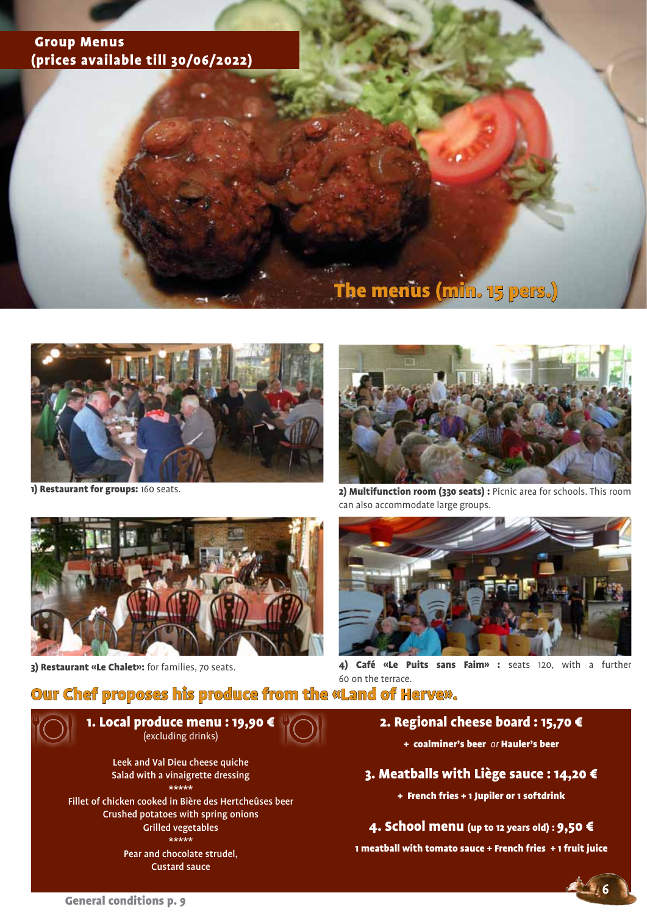# Group Menus
**(prices available till 30/06/2022)**

## The menus (min. 15 pers.)

**1) Restaurant for groups:** 160 seats.

**2) Multifunction room (330 seats) :** Picnic area for schools. This room can also accommodate large groups.

**3) Restaurant «Le Chalet»:** for families, 70 seats.

**4) Café «Le Puits sans Faim» :** seats 120, with a further 60 on the terrace.

## Our Chef proposes his produce from the «Land of Herve».

### 1. Local produce menu : 19,90 €
(excluding drinks)

Leek and Val Dieu cheese quiche
Salad with a vinaigrette dressing

*****

Fillet of chicken cooked in Bière des Hertcheûses beer
Crushed potatoes with spring onions
Grilled vegetables

*****

Pear and chocolate strudel,
Custard sauce

### 2. Regional cheese board : 15,70 €

**+ coalminer's beer** *or* **Hauler's beer**

### 3. Meatballs with Liège sauce : 14,20 €

**+ French fries + 1 Jupiler or 1 softdrink**

### 4. School menu (up to 12 years old) : 9,50 €

**1 meatball with tomato sauce + French fries + 1 fruit juice**

General conditions p. 9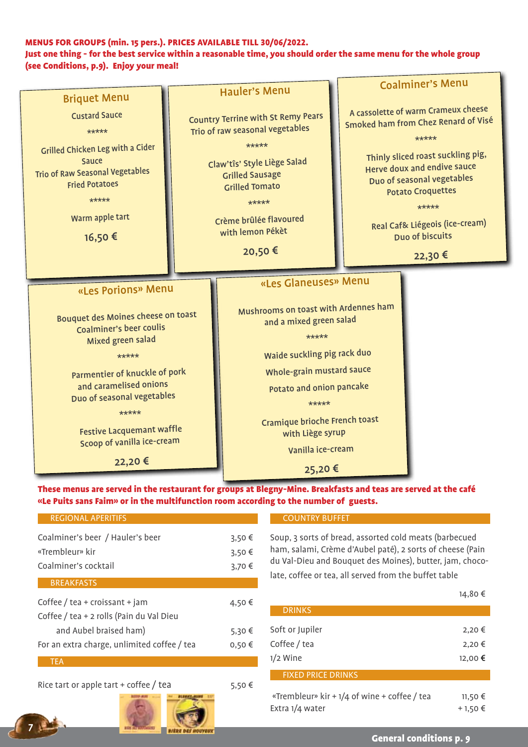**MENUS FOR GROUPS (min. 15 pers.). PRICES AVAILABLE TILL 30/06/2022.**
**Just one thing - for the best service within a reasonable time, you should order the same menu for the whole group (see Conditions, p.9). Enjoy your meal!**

## Briquet Menu

Custard Sauce

*****

Grilled Chicken Leg with a Cider Sauce
Trio of Raw Seasonal Vegetables
Fried Potatoes

*****

Warm apple tart

**16,50 €**

## Hauler's Menu

Country Terrine with St Remy Pears
Trio of raw seasonal vegetables

*****

Claw'tîs' Style Liège Salad
Grilled Sausage
Grilled Tomato

*****

Crème brûlée flavoured with lemon Pékèt

**20,50 €**

## Coalminer's Menu

A cassolette of warm Crameux cheese
Smoked ham from Chez Renard of Visé

*****

Thinly sliced roast suckling pig,
Herve doux and endive sauce
Duo of seasonal vegetables
Potato Croquettes

*****

Real Caf& Liégeois (ice-cream)
Duo of biscuits

**22,30 €**

## «Les Porions» Menu

Bouquet des Moines cheese on toast
Coalminer's beer coulis
Mixed green salad

*****

Parmentier of knuckle of pork and caramelised onions
Duo of seasonal vegetables

*****

Festive Lacquemant waffle
Scoop of vanilla ice-cream

**22,20 €**

## «Les Glaneuses» Menu

Mushrooms on toast with Ardennes ham and a mixed green salad

*****

Waide suckling pig rack duo
Whole-grain mustard sauce
Potato and onion pancake

*****

Cramique brioche French toast with Liège syrup
Vanilla ice-cream

**25,20 €**

**These menus are served in the restaurant for groups at Blegny-Mine. Breakfasts and teas are served at the café «Le Puits sans Faim» or in the multifunction room according to the number of guests.**

### REGIONAL APERITIFS

| | |
|---|---|
| Coalminer's beer / Hauler's beer | 3,50 € |
| «Trembleur» kir | 3,50 € |
| Coalminer's cocktail | 3,70 € |

### BREAKFASTS

| | |
|---|---|
| Coffee / tea + croissant + jam | 4,50 € |
| Coffee / tea + 2 rolls (Pain du Val Dieu and Aubel braised ham) | 5,30 € |
| For an extra charge, unlimited coffee / tea | 0,50 € |

### TEA

| | |
|---|---|
| Rice tart or apple tart + coffee / tea | 5,50 € |

### COUNTRY BUFFET

Soup, 3 sorts of bread, assorted cold meats (barbecued ham, salami, Crème d'Aubel paté), 2 sorts of cheese (Pain du Val-Dieu and Bouquet des Moines), butter, jam, chocolate, coffee or tea, all served from the buffet table

14,80 €

### DRINKS

| | |
|---|---|
| Soft or Jupiler | 2,20 € |
| Coffee / tea | 2,20 € |
| 1/2 Wine | 12,00 € |

### FIXED PRICE DRINKS

| | |
|---|---|
| «Trembleur» kir + 1/4 of wine + coffee / tea | 11,50 € |
| Extra 1/4 water | + 1,50 € |

**General conditions p. 9**